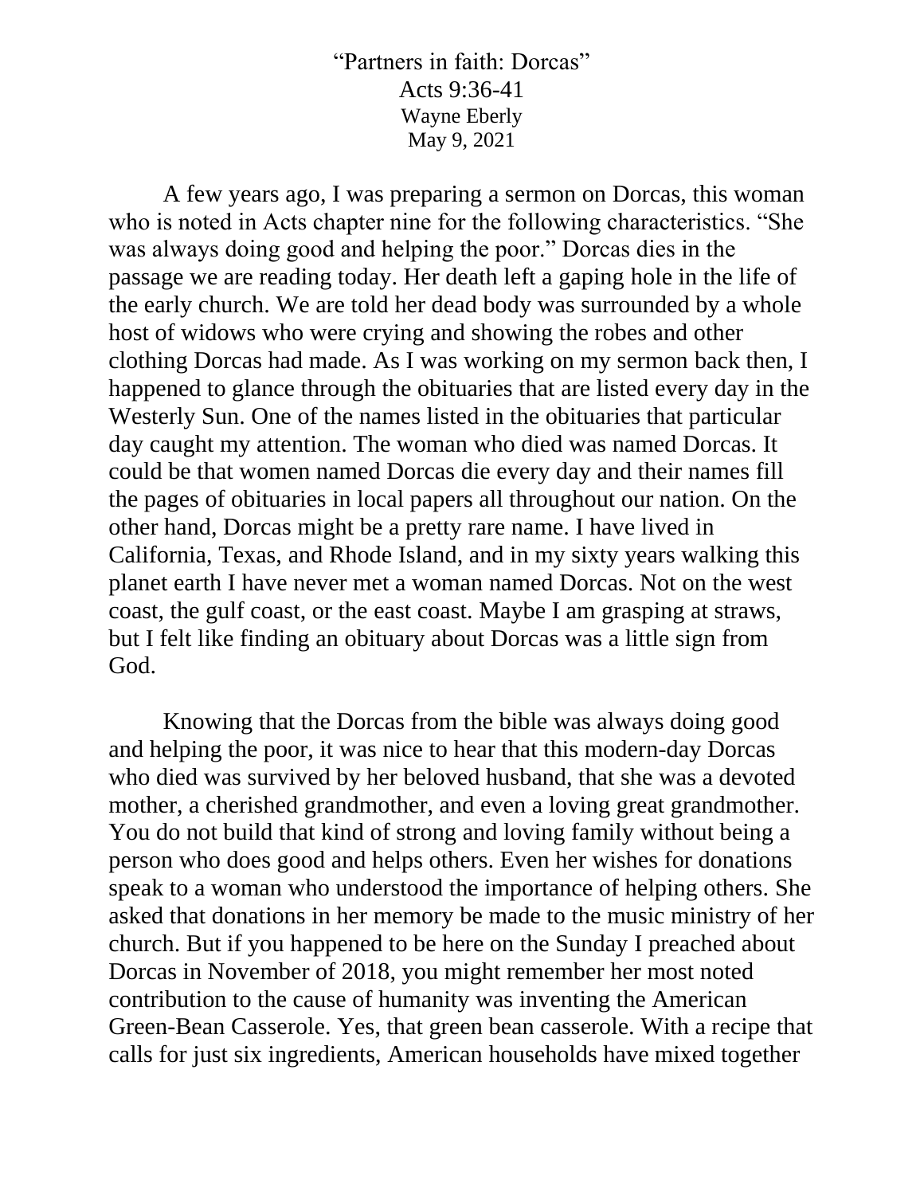# "Partners in faith: Dorcas"

Acts 9:36-41

Wayne Eberly

May 9, 2021

A few years ago, I was preparing a sermon on Dorcas, this woman who is noted in Acts chapter nine for the following characteristics. "She was always doing good and helping the poor." Dorcas dies in the passage we are reading today. Her death left a gaping hole in the life of the early church. We are told her dead body was surrounded by a whole host of widows who were crying and showing the robes and other clothing Dorcas had made. As I was working on my sermon back then, I happened to glance through the obituaries that are listed every day in the Westerly Sun. One of the names listed in the obituaries that particular day caught my attention. The woman who died was named Dorcas. It could be that women named Dorcas die every day and their names fill the pages of obituaries in local papers all throughout our nation. On the other hand, Dorcas might be a pretty rare name. I have lived in California, Texas, and Rhode Island, and in my sixty years walking this planet earth I have never met a woman named Dorcas. Not on the west coast, the gulf coast, or the east coast. Maybe I am grasping at straws, but I felt like finding an obituary about Dorcas was a little sign from God.

Knowing that the Dorcas from the bible was always doing good and helping the poor, it was nice to hear that this modern-day Dorcas who died was survived by her beloved husband, that she was a devoted mother, a cherished grandmother, and even a loving great grandmother. You do not build that kind of strong and loving family without being a person who does good and helps others. Even her wishes for donations speak to a woman who understood the importance of helping others. She asked that donations in her memory be made to the music ministry of her church. But if you happened to be here on the Sunday I preached about Dorcas in November of 2018, you might remember her most noted contribution to the cause of humanity was inventing the American Green-Bean Casserole. Yes, that green bean casserole. With a recipe that calls for just six ingredients, American households have mixed together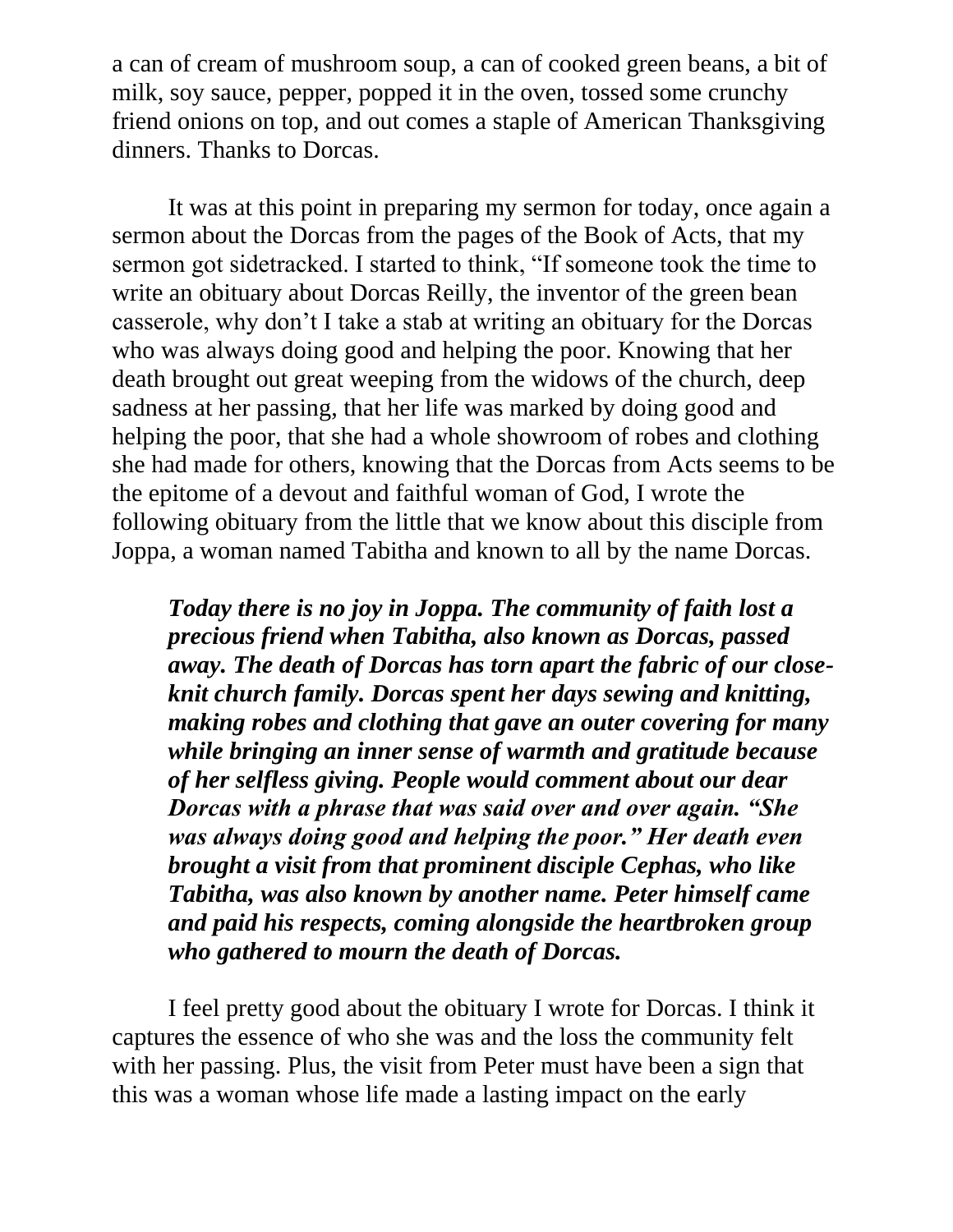a can of cream of mushroom soup, a can of cooked green beans, a bit of milk, soy sauce, pepper, popped it in the oven, tossed some crunchy friend onions on top, and out comes a staple of American Thanksgiving dinners. Thanks to Dorcas.

It was at this point in preparing my sermon for today, once again a sermon about the Dorcas from the pages of the Book of Acts, that my sermon got sidetracked. I started to think, "If someone took the time to write an obituary about Dorcas Reilly, the inventor of the green bean casserole, why don't I take a stab at writing an obituary for the Dorcas who was always doing good and helping the poor. Knowing that her death brought out great weeping from the widows of the church, deep sadness at her passing, that her life was marked by doing good and helping the poor, that she had a whole showroom of robes and clothing she had made for others, knowing that the Dorcas from Acts seems to be the epitome of a devout and faithful woman of God, I wrote the following obituary from the little that we know about this disciple from Joppa, a woman named Tabitha and known to all by the name Dorcas.

> ***Today there is no joy in Joppa. The community of faith lost a precious friend when Tabitha, also known as Dorcas, passed away. The death of Dorcas has torn apart the fabric of our close-knit church family. Dorcas spent her days sewing and knitting, making robes and clothing that gave an outer covering for many while bringing an inner sense of warmth and gratitude because of her selfless giving. People would comment about our dear Dorcas with a phrase that was said over and over again. "She was always doing good and helping the poor." Her death even brought a visit from that prominent disciple Cephas, who like Tabitha, was also known by another name. Peter himself came and paid his respects, coming alongside the heartbroken group who gathered to mourn the death of Dorcas.***

I feel pretty good about the obituary I wrote for Dorcas. I think it captures the essence of who she was and the loss the community felt with her passing. Plus, the visit from Peter must have been a sign that this was a woman whose life made a lasting impact on the early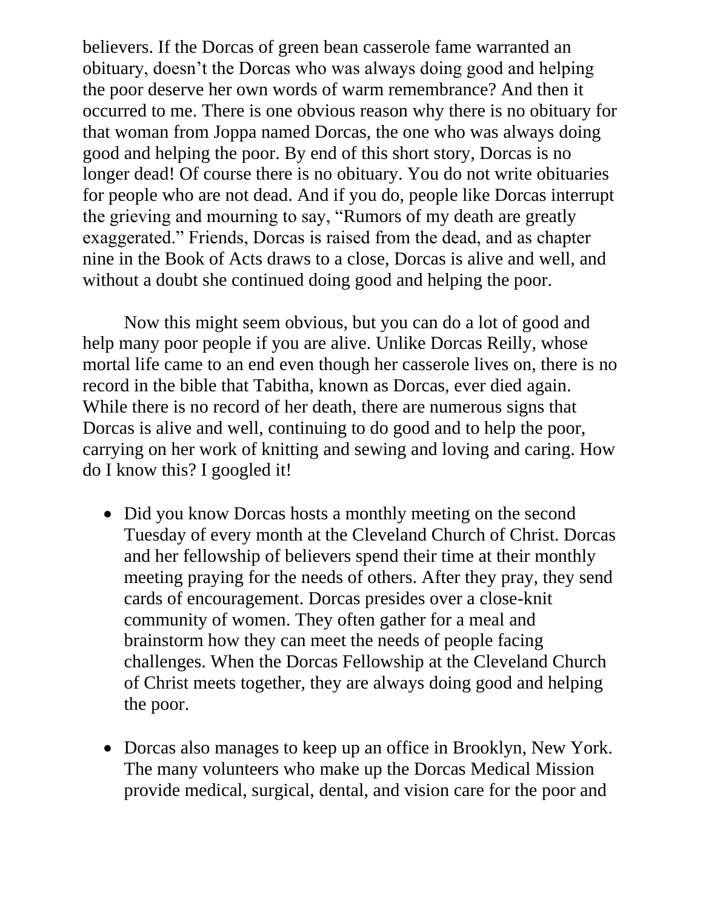believers. If the Dorcas of green bean casserole fame warranted an obituary, doesn't the Dorcas who was always doing good and helping the poor deserve her own words of warm remembrance? And then it occurred to me. There is one obvious reason why there is no obituary for that woman from Joppa named Dorcas, the one who was always doing good and helping the poor. By end of this short story, Dorcas is no longer dead! Of course there is no obituary. You do not write obituaries for people who are not dead. And if you do, people like Dorcas interrupt the grieving and mourning to say, "Rumors of my death are greatly exaggerated." Friends, Dorcas is raised from the dead, and as chapter nine in the Book of Acts draws to a close, Dorcas is alive and well, and without a doubt she continued doing good and helping the poor.

Now this might seem obvious, but you can do a lot of good and help many poor people if you are alive. Unlike Dorcas Reilly, whose mortal life came to an end even though her casserole lives on, there is no record in the bible that Tabitha, known as Dorcas, ever died again. While there is no record of her death, there are numerous signs that Dorcas is alive and well, continuing to do good and to help the poor, carrying on her work of knitting and sewing and loving and caring. How do I know this? I googled it!

- Did you know Dorcas hosts a monthly meeting on the second Tuesday of every month at the Cleveland Church of Christ. Dorcas and her fellowship of believers spend their time at their monthly meeting praying for the needs of others. After they pray, they send cards of encouragement. Dorcas presides over a close-knit community of women. They often gather for a meal and brainstorm how they can meet the needs of people facing challenges. When the Dorcas Fellowship at the Cleveland Church of Christ meets together, they are always doing good and helping the poor.

- Dorcas also manages to keep up an office in Brooklyn, New York. The many volunteers who make up the Dorcas Medical Mission provide medical, surgical, dental, and vision care for the poor and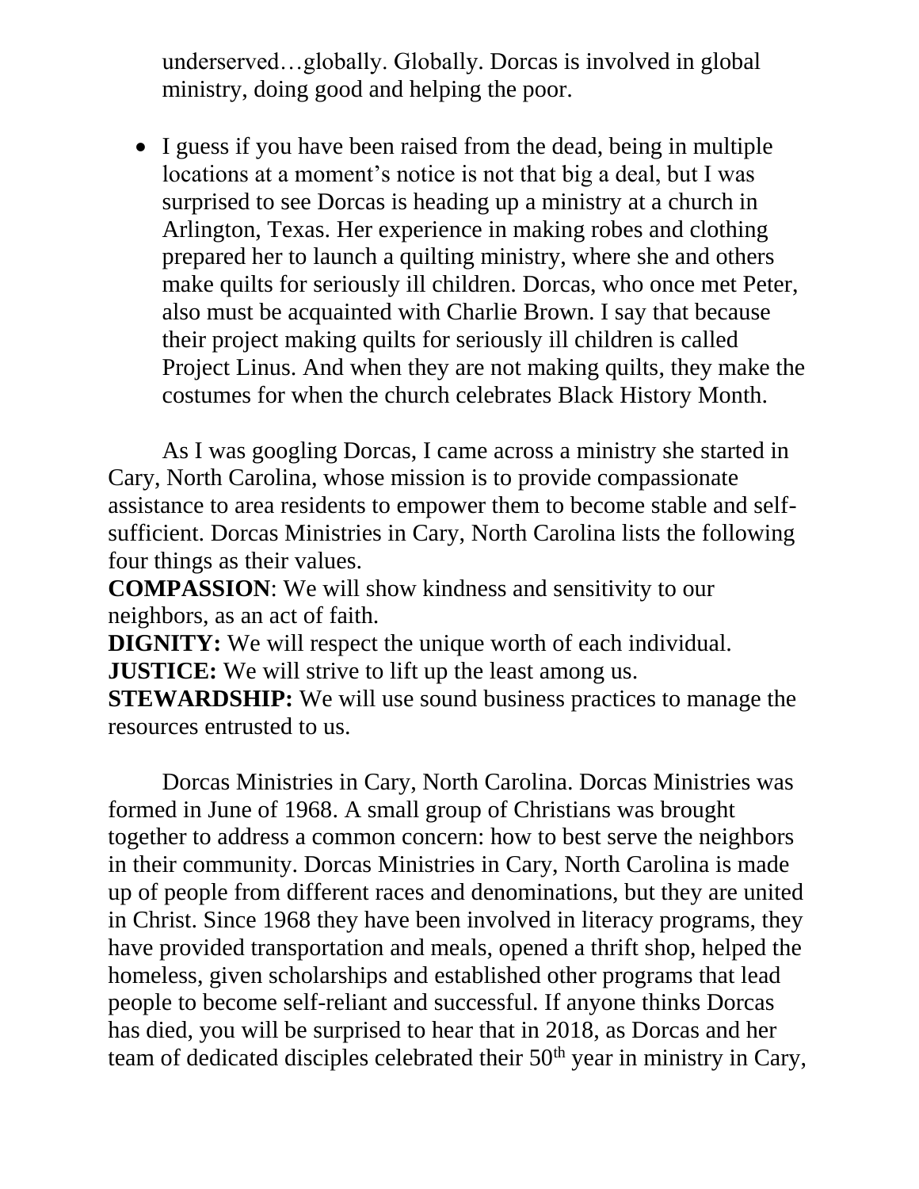underserved…globally. Globally. Dorcas is involved in global ministry, doing good and helping the poor.

- I guess if you have been raised from the dead, being in multiple locations at a moment's notice is not that big a deal, but I was surprised to see Dorcas is heading up a ministry at a church in Arlington, Texas. Her experience in making robes and clothing prepared her to launch a quilting ministry, where she and others make quilts for seriously ill children. Dorcas, who once met Peter, also must be acquainted with Charlie Brown. I say that because their project making quilts for seriously ill children is called Project Linus. And when they are not making quilts, they make the costumes for when the church celebrates Black History Month.

As I was googling Dorcas, I came across a ministry she started in Cary, North Carolina, whose mission is to provide compassionate assistance to area residents to empower them to become stable and self-sufficient. Dorcas Ministries in Cary, North Carolina lists the following four things as their values.
**COMPASSION**: We will show kindness and sensitivity to our neighbors, as an act of faith.
**DIGNITY:** We will respect the unique worth of each individual.
**JUSTICE:** We will strive to lift up the least among us.
**STEWARDSHIP:** We will use sound business practices to manage the resources entrusted to us.

Dorcas Ministries in Cary, North Carolina. Dorcas Ministries was formed in June of 1968. A small group of Christians was brought together to address a common concern: how to best serve the neighbors in their community. Dorcas Ministries in Cary, North Carolina is made up of people from different races and denominations, but they are united in Christ. Since 1968 they have been involved in literacy programs, they have provided transportation and meals, opened a thrift shop, helped the homeless, given scholarships and established other programs that lead people to become self-reliant and successful. If anyone thinks Dorcas has died, you will be surprised to hear that in 2018, as Dorcas and her team of dedicated disciples celebrated their 50th year in ministry in Cary,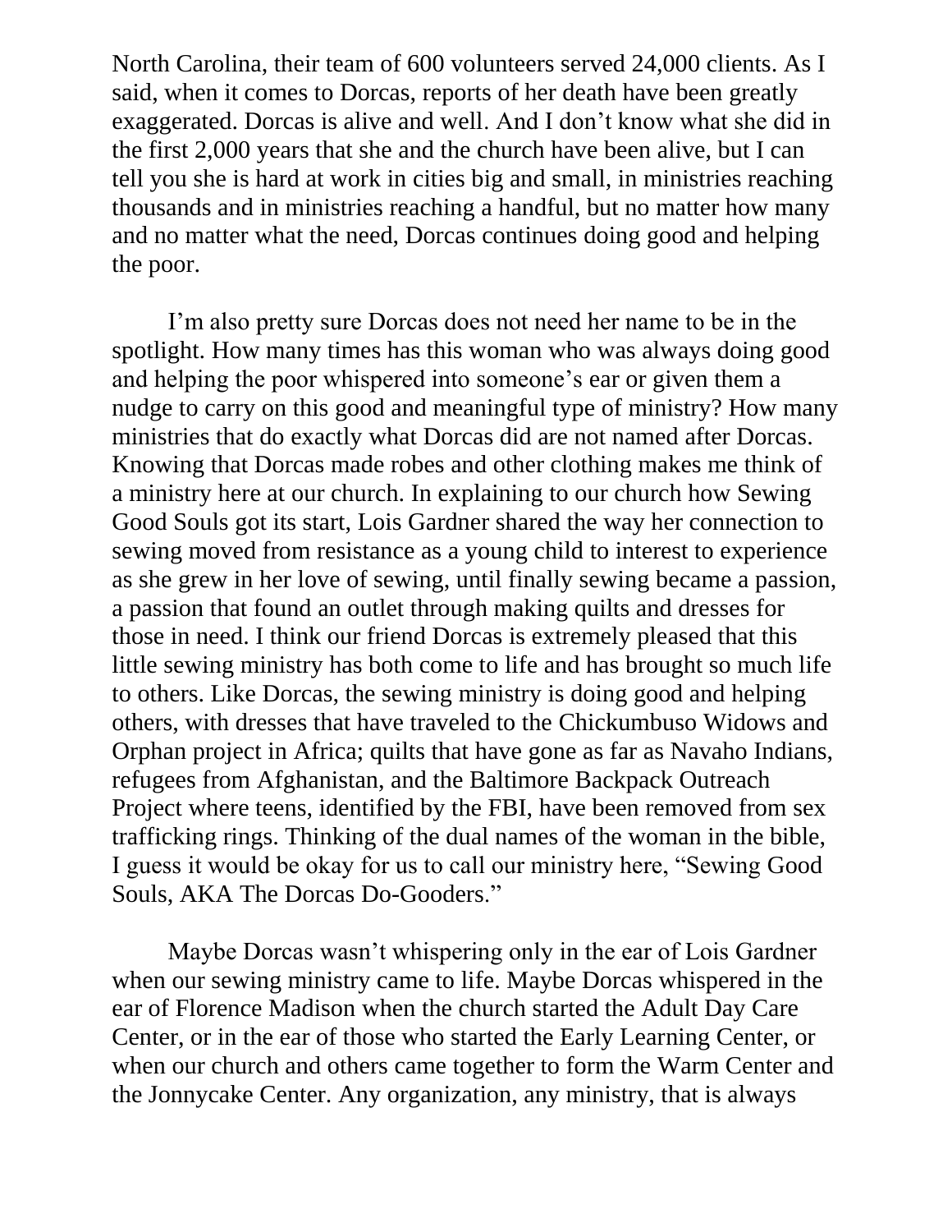North Carolina, their team of 600 volunteers served 24,000 clients. As I said, when it comes to Dorcas, reports of her death have been greatly exaggerated. Dorcas is alive and well. And I don't know what she did in the first 2,000 years that she and the church have been alive, but I can tell you she is hard at work in cities big and small, in ministries reaching thousands and in ministries reaching a handful, but no matter how many and no matter what the need, Dorcas continues doing good and helping the poor.

I'm also pretty sure Dorcas does not need her name to be in the spotlight. How many times has this woman who was always doing good and helping the poor whispered into someone's ear or given them a nudge to carry on this good and meaningful type of ministry? How many ministries that do exactly what Dorcas did are not named after Dorcas. Knowing that Dorcas made robes and other clothing makes me think of a ministry here at our church. In explaining to our church how Sewing Good Souls got its start, Lois Gardner shared the way her connection to sewing moved from resistance as a young child to interest to experience as she grew in her love of sewing, until finally sewing became a passion, a passion that found an outlet through making quilts and dresses for those in need. I think our friend Dorcas is extremely pleased that this little sewing ministry has both come to life and has brought so much life to others. Like Dorcas, the sewing ministry is doing good and helping others, with dresses that have traveled to the Chickumbuso Widows and Orphan project in Africa; quilts that have gone as far as Navaho Indians, refugees from Afghanistan, and the Baltimore Backpack Outreach Project where teens, identified by the FBI, have been removed from sex trafficking rings. Thinking of the dual names of the woman in the bible, I guess it would be okay for us to call our ministry here, "Sewing Good Souls, AKA The Dorcas Do-Gooders."

Maybe Dorcas wasn't whispering only in the ear of Lois Gardner when our sewing ministry came to life. Maybe Dorcas whispered in the ear of Florence Madison when the church started the Adult Day Care Center, or in the ear of those who started the Early Learning Center, or when our church and others came together to form the Warm Center and the Jonnycake Center. Any organization, any ministry, that is always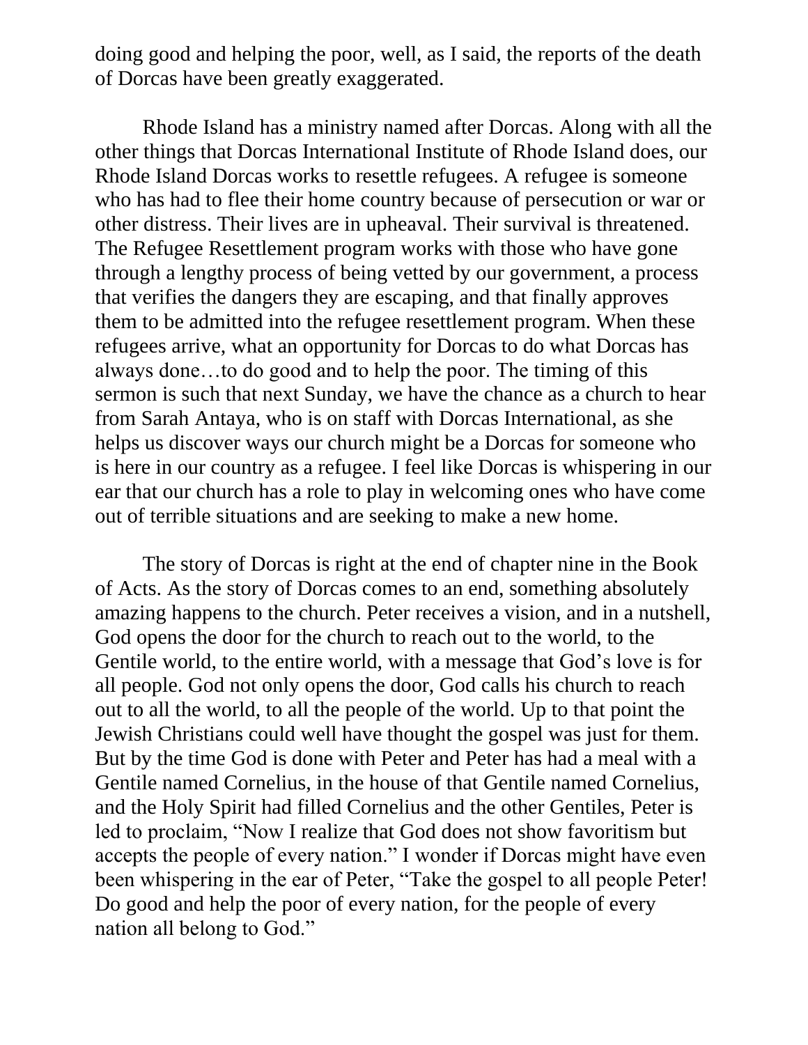doing good and helping the poor, well, as I said, the reports of the death of Dorcas have been greatly exaggerated.

Rhode Island has a ministry named after Dorcas. Along with all the other things that Dorcas International Institute of Rhode Island does, our Rhode Island Dorcas works to resettle refugees. A refugee is someone who has had to flee their home country because of persecution or war or other distress. Their lives are in upheaval. Their survival is threatened. The Refugee Resettlement program works with those who have gone through a lengthy process of being vetted by our government, a process that verifies the dangers they are escaping, and that finally approves them to be admitted into the refugee resettlement program. When these refugees arrive, what an opportunity for Dorcas to do what Dorcas has always done…to do good and to help the poor. The timing of this sermon is such that next Sunday, we have the chance as a church to hear from Sarah Antaya, who is on staff with Dorcas International, as she helps us discover ways our church might be a Dorcas for someone who is here in our country as a refugee. I feel like Dorcas is whispering in our ear that our church has a role to play in welcoming ones who have come out of terrible situations and are seeking to make a new home.

The story of Dorcas is right at the end of chapter nine in the Book of Acts. As the story of Dorcas comes to an end, something absolutely amazing happens to the church. Peter receives a vision, and in a nutshell, God opens the door for the church to reach out to the world, to the Gentile world, to the entire world, with a message that God's love is for all people. God not only opens the door, God calls his church to reach out to all the world, to all the people of the world. Up to that point the Jewish Christians could well have thought the gospel was just for them. But by the time God is done with Peter and Peter has had a meal with a Gentile named Cornelius, in the house of that Gentile named Cornelius, and the Holy Spirit had filled Cornelius and the other Gentiles, Peter is led to proclaim, "Now I realize that God does not show favoritism but accepts the people of every nation." I wonder if Dorcas might have even been whispering in the ear of Peter, "Take the gospel to all people Peter! Do good and help the poor of every nation, for the people of every nation all belong to God."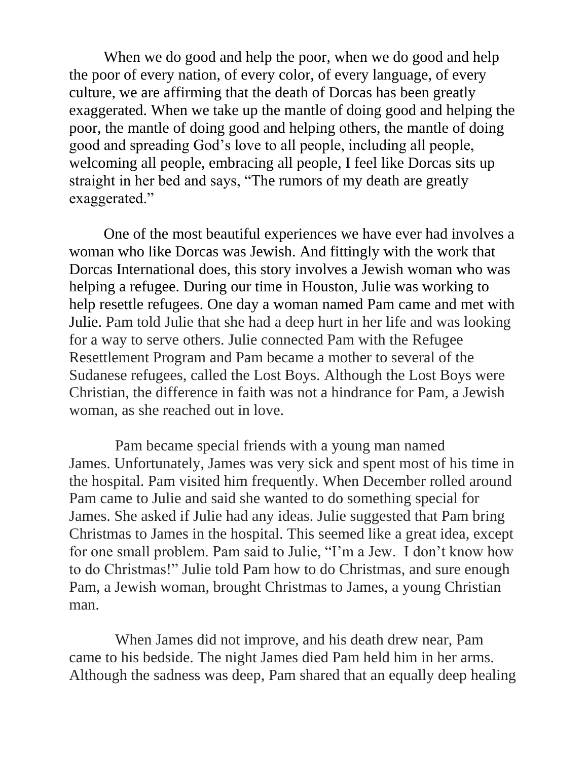When we do good and help the poor, when we do good and help the poor of every nation, of every color, of every language, of every culture, we are affirming that the death of Dorcas has been greatly exaggerated. When we take up the mantle of doing good and helping the poor, the mantle of doing good and helping others, the mantle of doing good and spreading God's love to all people, including all people, welcoming all people, embracing all people, I feel like Dorcas sits up straight in her bed and says, "The rumors of my death are greatly exaggerated."

One of the most beautiful experiences we have ever had involves a woman who like Dorcas was Jewish. And fittingly with the work that Dorcas International does, this story involves a Jewish woman who was helping a refugee. During our time in Houston, Julie was working to help resettle refugees. One day a woman named Pam came and met with Julie. Pam told Julie that she had a deep hurt in her life and was looking for a way to serve others. Julie connected Pam with the Refugee Resettlement Program and Pam became a mother to several of the Sudanese refugees, called the Lost Boys. Although the Lost Boys were Christian, the difference in faith was not a hindrance for Pam, a Jewish woman, as she reached out in love.

Pam became special friends with a young man named James. Unfortunately, James was very sick and spent most of his time in the hospital. Pam visited him frequently. When December rolled around Pam came to Julie and said she wanted to do something special for James. She asked if Julie had any ideas. Julie suggested that Pam bring Christmas to James in the hospital. This seemed like a great idea, except for one small problem. Pam said to Julie, "I'm a Jew. I don't know how to do Christmas!" Julie told Pam how to do Christmas, and sure enough Pam, a Jewish woman, brought Christmas to James, a young Christian man.

When James did not improve, and his death drew near, Pam came to his bedside. The night James died Pam held him in her arms. Although the sadness was deep, Pam shared that an equally deep healing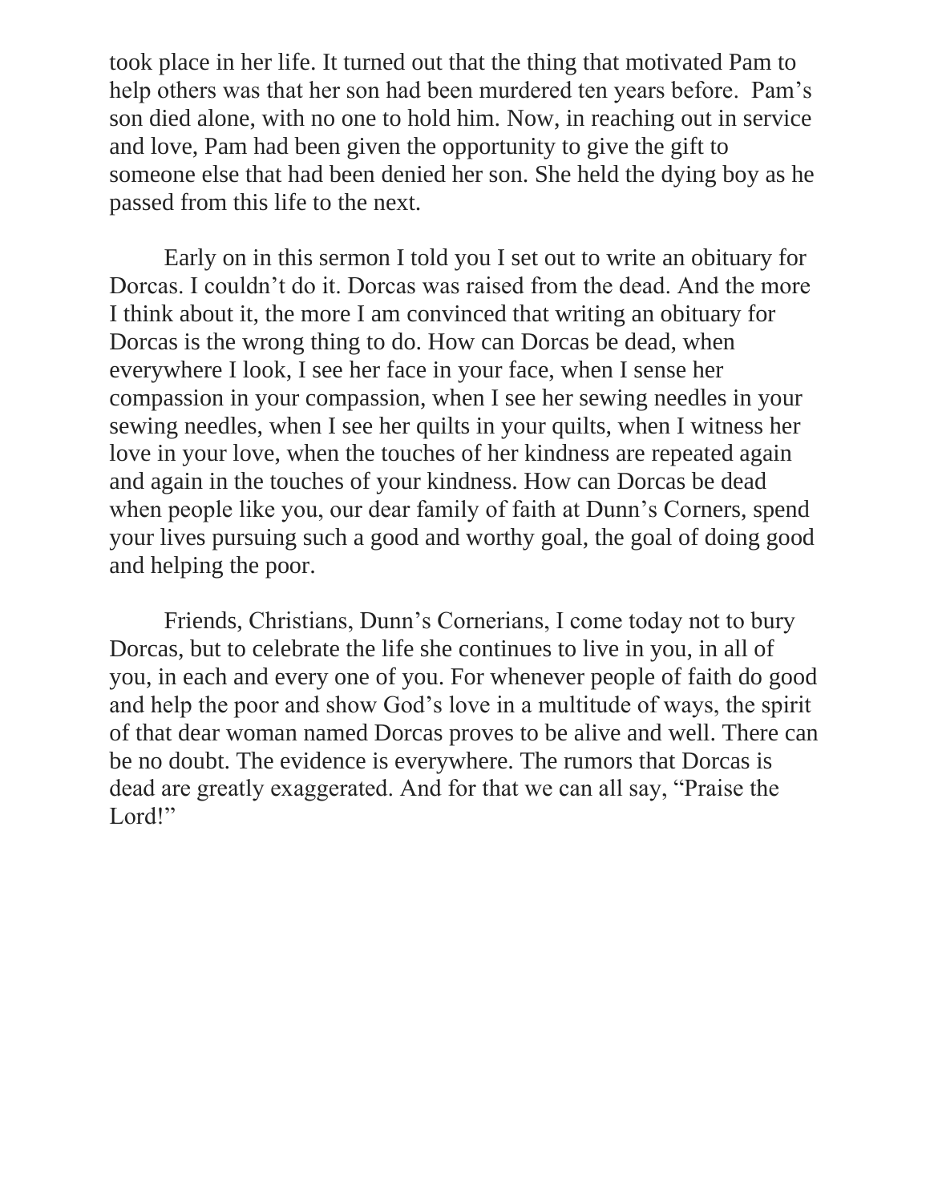took place in her life. It turned out that the thing that motivated Pam to help others was that her son had been murdered ten years before. Pam's son died alone, with no one to hold him. Now, in reaching out in service and love, Pam had been given the opportunity to give the gift to someone else that had been denied her son. She held the dying boy as he passed from this life to the next.

Early on in this sermon I told you I set out to write an obituary for Dorcas. I couldn't do it. Dorcas was raised from the dead. And the more I think about it, the more I am convinced that writing an obituary for Dorcas is the wrong thing to do. How can Dorcas be dead, when everywhere I look, I see her face in your face, when I sense her compassion in your compassion, when I see her sewing needles in your sewing needles, when I see her quilts in your quilts, when I witness her love in your love, when the touches of her kindness are repeated again and again in the touches of your kindness. How can Dorcas be dead when people like you, our dear family of faith at Dunn's Corners, spend your lives pursuing such a good and worthy goal, the goal of doing good and helping the poor.

Friends, Christians, Dunn's Cornerians, I come today not to bury Dorcas, but to celebrate the life she continues to live in you, in all of you, in each and every one of you. For whenever people of faith do good and help the poor and show God's love in a multitude of ways, the spirit of that dear woman named Dorcas proves to be alive and well. There can be no doubt. The evidence is everywhere. The rumors that Dorcas is dead are greatly exaggerated. And for that we can all say, "Praise the Lord!"